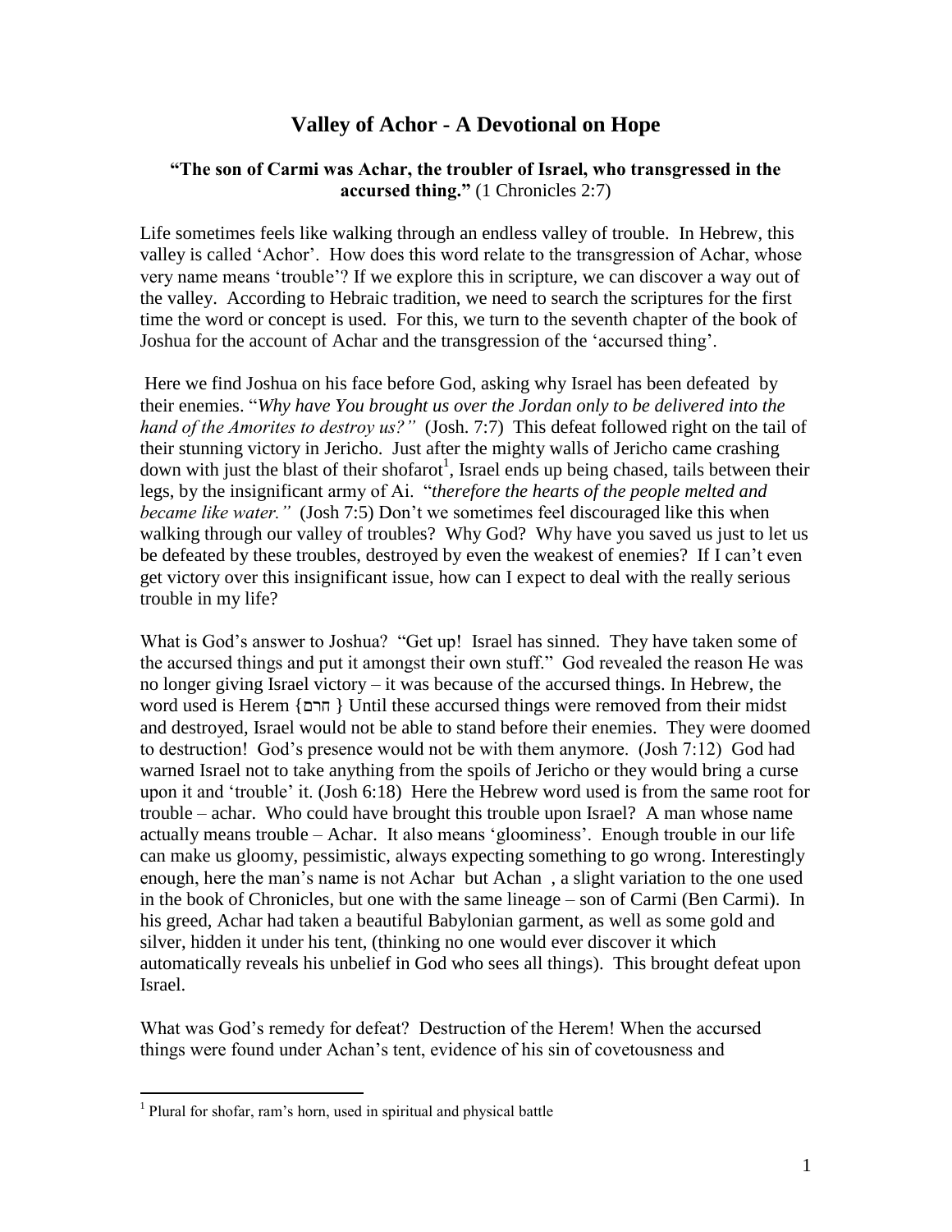# Valley of Achor - A Devotional on Hope

**"The son of Carmi was Achar, the troubler of Israel, who transgressed in the accursed thing."** (1 Chronicles 2:7)

Life sometimes feels like walking through an endless valley of trouble. In Hebrew, this valley is called 'Achor'. How does this word relate to the transgression of Achar, whose very name means 'trouble'? If we explore this in scripture, we can discover a way out of the valley. According to Hebraic tradition, we need to search the scriptures for the first time the word or concept is used. For this, we turn to the seventh chapter of the book of Joshua for the account of Achar and the transgression of the 'accursed thing'.

Here we find Joshua on his face before God, asking why Israel has been defeated by their enemies. "*Why have You brought us over the Jordan only to be delivered into the hand of the Amorites to destroy us?"* (Josh. 7:7) This defeat followed right on the tail of their stunning victory in Jericho. Just after the mighty walls of Jericho came crashing down with just the blast of their shofarot[1], Israel ends up being chased, tails between their legs, by the insignificant army of Ai. "*therefore the hearts of the people melted and became like water."* (Josh 7:5) Don't we sometimes feel discouraged like this when walking through our valley of troubles? Why God? Why have you saved us just to let us be defeated by these troubles, destroyed by even the weakest of enemies? If I can't even get victory over this insignificant issue, how can I expect to deal with the really serious trouble in my life?

What is God's answer to Joshua? "Get up! Israel has sinned. They have taken some of the accursed things and put it amongst their own stuff." God revealed the reason He was no longer giving Israel victory – it was because of the accursed things. In Hebrew, the word used is Herem {חרם } Until these accursed things were removed from their midst and destroyed, Israel would not be able to stand before their enemies. They were doomed to destruction! God's presence would not be with them anymore. (Josh 7:12) God had warned Israel not to take anything from the spoils of Jericho or they would bring a curse upon it and 'trouble' it. (Josh 6:18) Here the Hebrew word used is from the same root for trouble – achar. Who could have brought this trouble upon Israel? A man whose name actually means trouble – Achar. It also means 'gloominess'. Enough trouble in our life can make us gloomy, pessimistic, always expecting something to go wrong. Interestingly enough, here the man's name is not Achar but Achan , a slight variation to the one used in the book of Chronicles, but one with the same lineage – son of Carmi (Ben Carmi). In his greed, Achar had taken a beautiful Babylonian garment, as well as some gold and silver, hidden it under his tent, (thinking no one would ever discover it which automatically reveals his unbelief in God who sees all things). This brought defeat upon Israel.

What was God's remedy for defeat? Destruction of the Herem! When the accursed things were found under Achan's tent, evidence of his sin of covetousness and

---

[1] Plural for shofar, ram's horn, used in spiritual and physical battle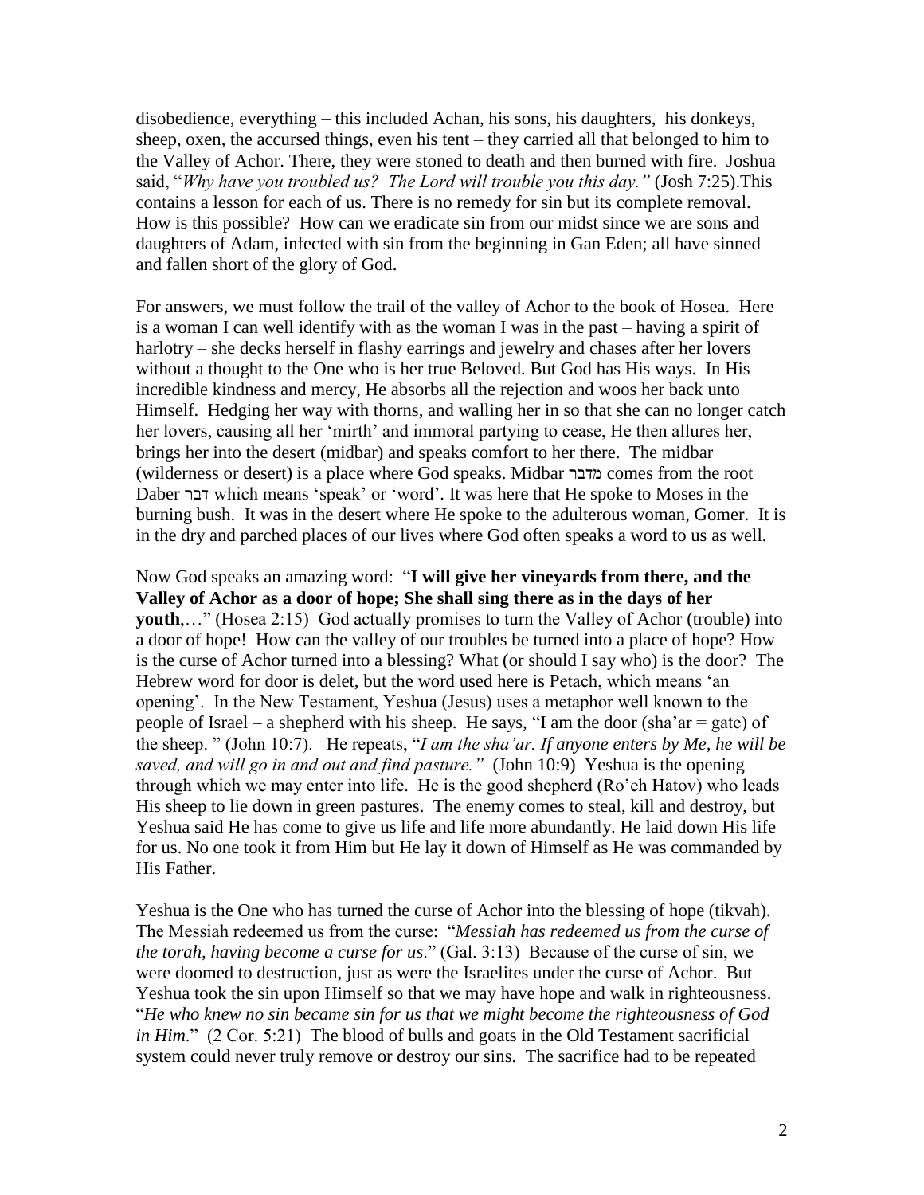disobedience, everything – this included Achan, his sons, his daughters, his donkeys, sheep, oxen, the accursed things, even his tent – they carried all that belonged to him to the Valley of Achor. There, they were stoned to death and then burned with fire. Joshua said, "*Why have you troubled us? The Lord will trouble you this day."* (Josh 7:25).This contains a lesson for each of us. There is no remedy for sin but its complete removal. How is this possible? How can we eradicate sin from our midst since we are sons and daughters of Adam, infected with sin from the beginning in Gan Eden; all have sinned and fallen short of the glory of God.

For answers, we must follow the trail of the valley of Achor to the book of Hosea. Here is a woman I can well identify with as the woman I was in the past – having a spirit of harlotry – she decks herself in flashy earrings and jewelry and chases after her lovers without a thought to the One who is her true Beloved. But God has His ways. In His incredible kindness and mercy, He absorbs all the rejection and woos her back unto Himself. Hedging her way with thorns, and walling her in so that she can no longer catch her lovers, causing all her 'mirth' and immoral partying to cease, He then allures her, brings her into the desert (midbar) and speaks comfort to her there. The midbar (wilderness or desert) is a place where God speaks. Midbar מדבר comes from the root Daber דבר which means 'speak' or 'word'. It was here that He spoke to Moses in the burning bush. It was in the desert where He spoke to the adulterous woman, Gomer. It is in the dry and parched places of our lives where God often speaks a word to us as well.

Now God speaks an amazing word: "**I will give her vineyards from there, and the Valley of Achor as a door of hope; She shall sing there as in the days of her youth**,…" (Hosea 2:15) God actually promises to turn the Valley of Achor (trouble) into a door of hope! How can the valley of our troubles be turned into a place of hope? How is the curse of Achor turned into a blessing? What (or should I say who) is the door? The Hebrew word for door is delet, but the word used here is Petach, which means 'an opening'. In the New Testament, Yeshua (Jesus) uses a metaphor well known to the people of Israel – a shepherd with his sheep. He says, "I am the door (sha'ar = gate) of the sheep. " (John 10:7). He repeats, "*I am the sha'ar. If anyone enters by Me, he will be saved, and will go in and out and find pasture."* (John 10:9) Yeshua is the opening through which we may enter into life. He is the good shepherd (Ro'eh Hatov) who leads His sheep to lie down in green pastures. The enemy comes to steal, kill and destroy, but Yeshua said He has come to give us life and life more abundantly. He laid down His life for us. No one took it from Him but He lay it down of Himself as He was commanded by His Father.

Yeshua is the One who has turned the curse of Achor into the blessing of hope (tikvah). The Messiah redeemed us from the curse: "*Messiah has redeemed us from the curse of the torah, having become a curse for us*." (Gal. 3:13) Because of the curse of sin, we were doomed to destruction, just as were the Israelites under the curse of Achor. But Yeshua took the sin upon Himself so that we may have hope and walk in righteousness. "*He who knew no sin became sin for us that we might become the righteousness of God in Him*." (2 Cor. 5:21) The blood of bulls and goats in the Old Testament sacrificial system could never truly remove or destroy our sins. The sacrifice had to be repeated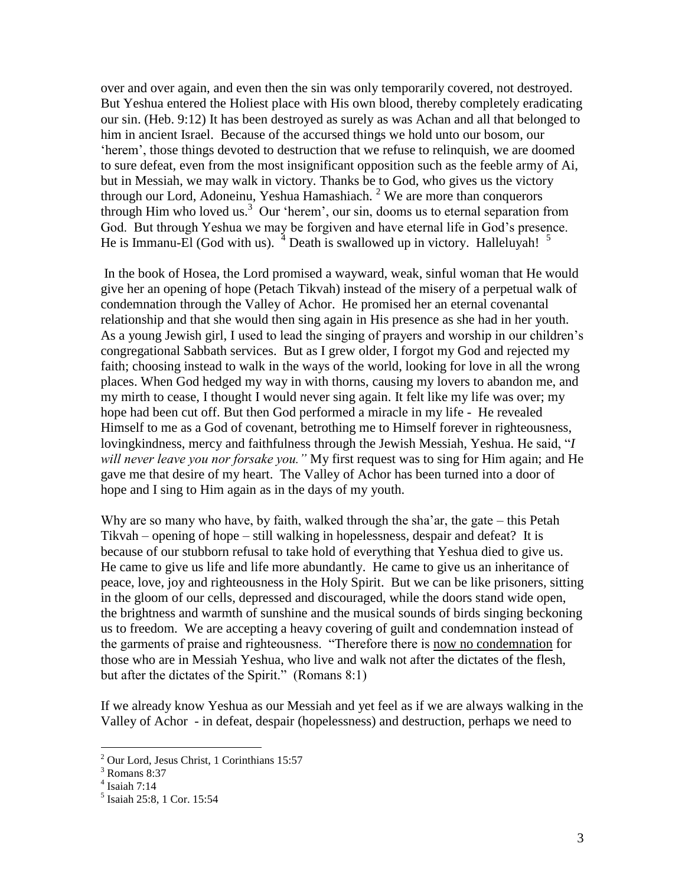over and over again, and even then the sin was only temporarily covered, not destroyed. But Yeshua entered the Holiest place with His own blood, thereby completely eradicating our sin. (Heb. 9:12) It has been destroyed as surely as was Achan and all that belonged to him in ancient Israel. Because of the accursed things we hold unto our bosom, our 'herem', those things devoted to destruction that we refuse to relinquish, we are doomed to sure defeat, even from the most insignificant opposition such as the feeble army of Ai, but in Messiah, we may walk in victory. Thanks be to God, who gives us the victory through our Lord, Adoneinu, Yeshua Hamashiach. [2] We are more than conquerors through Him who loved us.[3] Our 'herem', our sin, dooms us to eternal separation from God. But through Yeshua we may be forgiven and have eternal life in God's presence. He is Immanu-El (God with us). [4] Death is swallowed up in victory. Halleluyah! [5]

In the book of Hosea, the Lord promised a wayward, weak, sinful woman that He would give her an opening of hope (Petach Tikvah) instead of the misery of a perpetual walk of condemnation through the Valley of Achor. He promised her an eternal covenantal relationship and that she would then sing again in His presence as she had in her youth. As a young Jewish girl, I used to lead the singing of prayers and worship in our children's congregational Sabbath services. But as I grew older, I forgot my God and rejected my faith; choosing instead to walk in the ways of the world, looking for love in all the wrong places. When God hedged my way in with thorns, causing my lovers to abandon me, and my mirth to cease, I thought I would never sing again. It felt like my life was over; my hope had been cut off. But then God performed a miracle in my life - He revealed Himself to me as a God of covenant, betrothing me to Himself forever in righteousness, lovingkindness, mercy and faithfulness through the Jewish Messiah, Yeshua. He said, "*I will never leave you nor forsake you."* My first request was to sing for Him again; and He gave me that desire of my heart. The Valley of Achor has been turned into a door of hope and I sing to Him again as in the days of my youth.

Why are so many who have, by faith, walked through the sha'ar, the gate – this Petah Tikvah – opening of hope – still walking in hopelessness, despair and defeat? It is because of our stubborn refusal to take hold of everything that Yeshua died to give us. He came to give us life and life more abundantly. He came to give us an inheritance of peace, love, joy and righteousness in the Holy Spirit. But we can be like prisoners, sitting in the gloom of our cells, depressed and discouraged, while the doors stand wide open, the brightness and warmth of sunshine and the musical sounds of birds singing beckoning us to freedom. We are accepting a heavy covering of guilt and condemnation instead of the garments of praise and righteousness. "Therefore there is <u>now no condemnation</u> for those who are in Messiah Yeshua, who live and walk not after the dictates of the flesh, but after the dictates of the Spirit." (Romans 8:1)

If we already know Yeshua as our Messiah and yet feel as if we are always walking in the Valley of Achor - in defeat, despair (hopelessness) and destruction, perhaps we need to

---

[2] Our Lord, Jesus Christ, 1 Corinthians 15:57

[3] Romans 8:37

[4] Isaiah 7:14

[5] Isaiah 25:8, 1 Cor. 15:54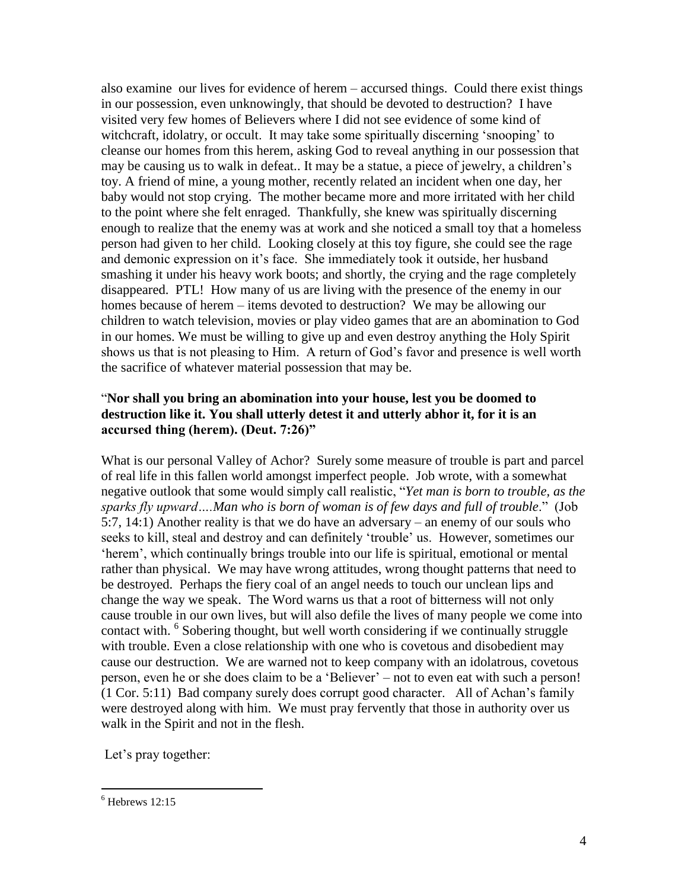also examine  our lives for evidence of herem – accursed things.  Could there exist things in our possession, even unknowingly, that should be devoted to destruction?  I have visited very few homes of Believers where I did not see evidence of some kind of witchcraft, idolatry, or occult.  It may take some spiritually discerning 'snooping' to cleanse our homes from this herem, asking God to reveal anything in our possession that may be causing us to walk in defeat.. It may be a statue, a piece of jewelry, a children's toy. A friend of mine, a young mother, recently related an incident when one day, her baby would not stop crying.  The mother became more and more irritated with her child to the point where she felt enraged.  Thankfully, she knew was spiritually discerning enough to realize that the enemy was at work and she noticed a small toy that a homeless person had given to her child.  Looking closely at this toy figure, she could see the rage and demonic expression on it's face.  She immediately took it outside, her husband smashing it under his heavy work boots; and shortly, the crying and the rage completely disappeared.  PTL!  How many of us are living with the presence of the enemy in our homes because of herem – items devoted to destruction?  We may be allowing our children to watch television, movies or play video games that are an abomination to God in our homes. We must be willing to give up and even destroy anything the Holy Spirit shows us that is not pleasing to Him.  A return of God's favor and presence is well worth the sacrifice of whatever material possession that may be.

"**Nor shall you bring an abomination into your house, lest you be doomed to destruction like it. You shall utterly detest it and utterly abhor it, for it is an accursed thing (herem). (Deut. 7:26)"**

What is our personal Valley of Achor?  Surely some measure of trouble is part and parcel of real life in this fallen world amongst imperfect people.  Job wrote, with a somewhat negative outlook that some would simply call realistic, "*Yet man is born to trouble, as the sparks fly upward….Man who is born of woman is of few days and full of trouble*."  (Job 5:7, 14:1) Another reality is that we do have an adversary – an enemy of our souls who seeks to kill, steal and destroy and can definitely 'trouble' us.  However, sometimes our 'herem', which continually brings trouble into our life is spiritual, emotional or mental rather than physical.  We may have wrong attitudes, wrong thought patterns that need to be destroyed.  Perhaps the fiery coal of an angel needs to touch our unclean lips and change the way we speak.  The Word warns us that a root of bitterness will not only cause trouble in our own lives, but will also defile the lives of many people we come into contact with. [6] Sobering thought, but well worth considering if we continually struggle with trouble. Even a close relationship with one who is covetous and disobedient may cause our destruction.  We are warned not to keep company with an idolatrous, covetous person, even he or she does claim to be a 'Believer' – not to even eat with such a person! (1 Cor. 5:11)  Bad company surely does corrupt good character.   All of Achan's family were destroyed along with him.  We must pray fervently that those in authority over us walk in the Spirit and not in the flesh.

Let's pray together:

---

[6] Hebrews 12:15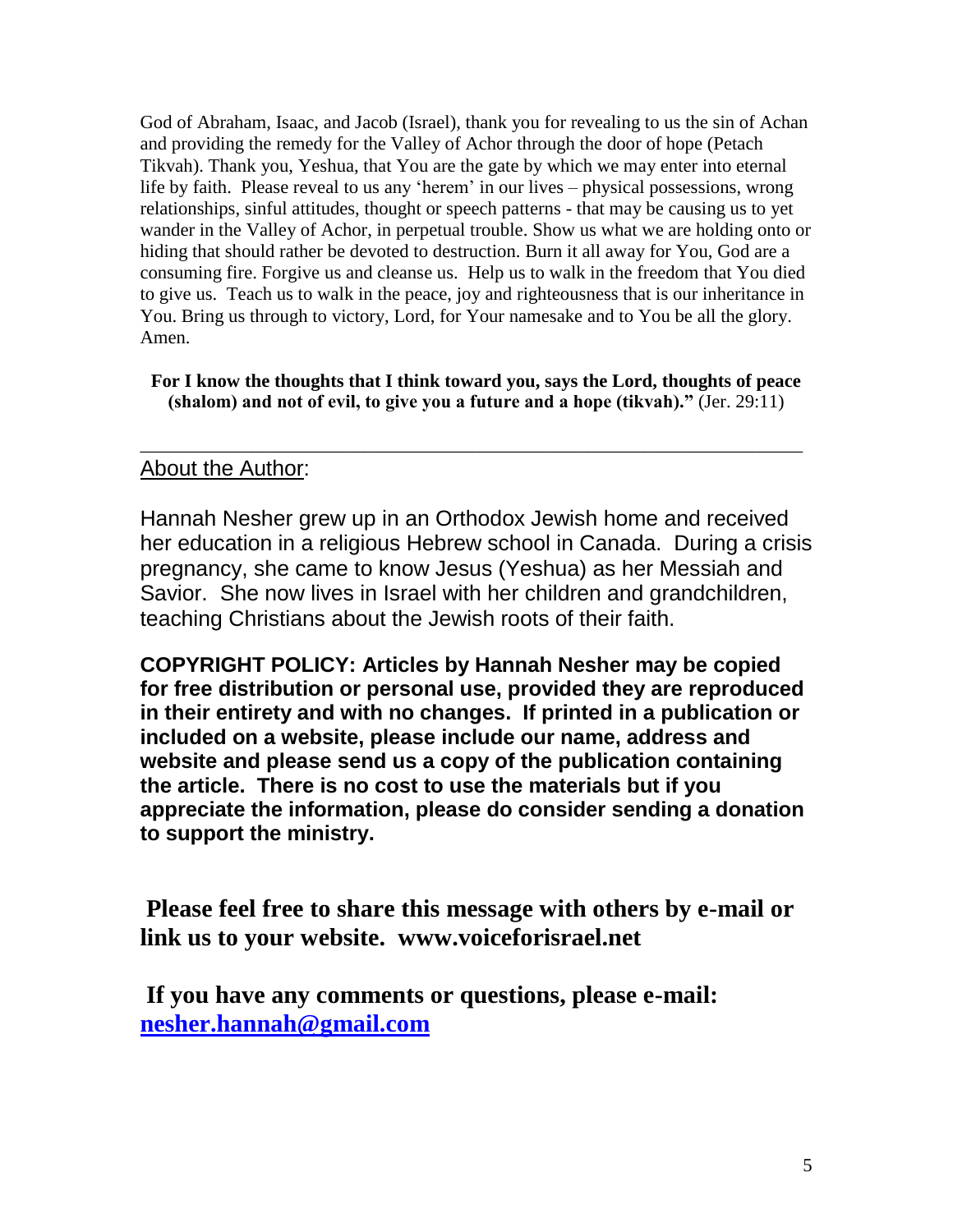God of Abraham, Isaac, and Jacob (Israel), thank you for revealing to us the sin of Achan and providing the remedy for the Valley of Achor through the door of hope (Petach Tikvah). Thank you, Yeshua, that You are the gate by which we may enter into eternal life by faith. Please reveal to us any 'herem' in our lives – physical possessions, wrong relationships, sinful attitudes, thought or speech patterns - that may be causing us to yet wander in the Valley of Achor, in perpetual trouble. Show us what we are holding onto or hiding that should rather be devoted to destruction. Burn it all away for You, God are a consuming fire. Forgive us and cleanse us. Help us to walk in the freedom that You died to give us. Teach us to walk in the peace, joy and righteousness that is our inheritance in You. Bring us through to victory, Lord, for Your namesake and to You be all the glory. Amen.

**For I know the thoughts that I think toward you, says the Lord, thoughts of peace (shalom) and not of evil, to give you a future and a hope (tikvah)."** (Jer. 29:11)

---

## About the Author:

Hannah Nesher grew up in an Orthodox Jewish home and received her education in a religious Hebrew school in Canada. During a crisis pregnancy, she came to know Jesus (Yeshua) as her Messiah and Savior. She now lives in Israel with her children and grandchildren, teaching Christians about the Jewish roots of their faith.

**COPYRIGHT POLICY: Articles by Hannah Nesher may be copied for free distribution or personal use, provided they are reproduced in their entirety and with no changes. If printed in a publication or included on a website, please include our name, address and website and please send us a copy of the publication containing the article. There is no cost to use the materials but if you appreciate the information, please do consider sending a donation to support the ministry.**

**Please feel free to share this message with others by e-mail or link us to your website. www.voiceforisrael.net**

**If you have any comments or questions, please e-mail: nesher.hannah@gmail.com**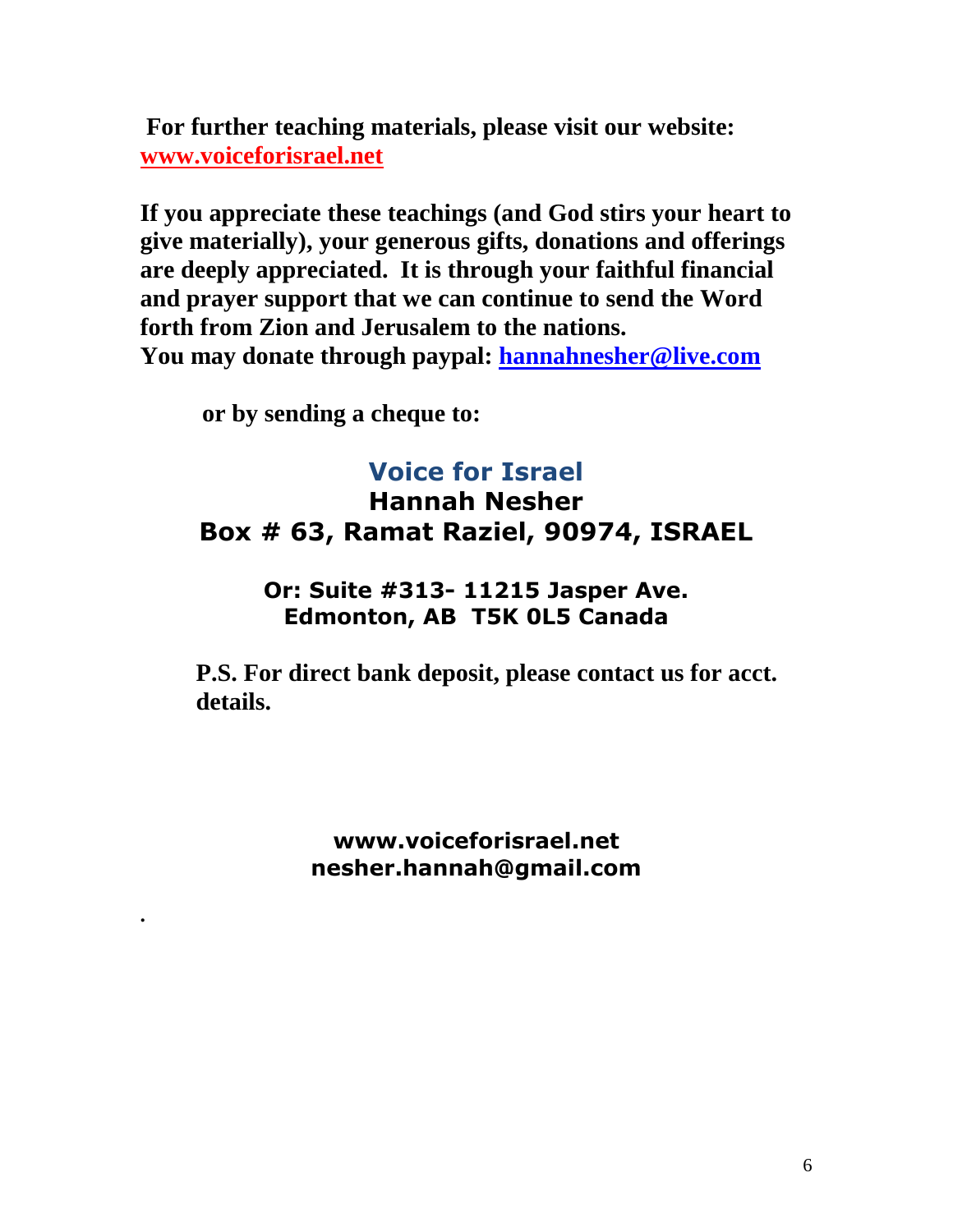**For further teaching materials, please visit our website: www.voiceforisrael.net**

**If you appreciate these teachings (and God stirs your heart to give materially), your generous gifts, donations and offerings are deeply appreciated. It is through your faithful financial and prayer support that we can continue to send the Word forth from Zion and Jerusalem to the nations.**
**You may donate through paypal: hannahnesher@live.com**

**or by sending a cheque to:**

**Voice for Israel**
**Hannah Nesher**
**Box # 63, Ramat Raziel, 90974, ISRAEL**

**Or: Suite #313- 11215 Jasper Ave.**
**Edmonton, AB T5K 0L5 Canada**

**P.S. For direct bank deposit, please contact us for acct. details.**

**www.voiceforisrael.net**
**nesher.hannah@gmail.com**